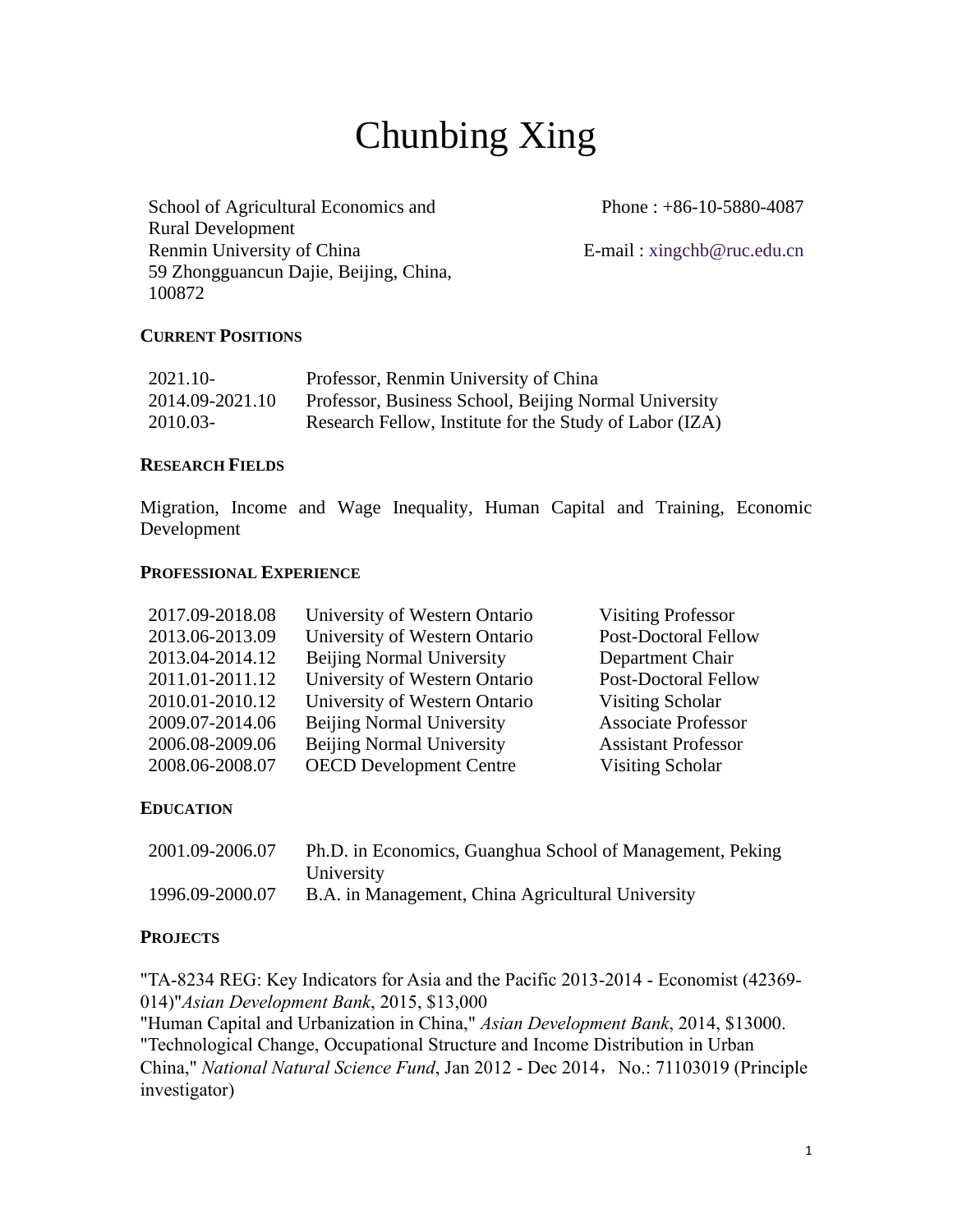# Chunbing Xing

School of Agricultural Economics and Rural Development
Renmin University of China
59 Zhongguancun Dajie, Beijing, China, 100872

Phone : +86-10-5880-4087
E-mail : xingchb@ruc.edu.cn

## CURRENT POSITIONS

| | |
|---|---|
| 2021.10- | Professor, Renmin University of China |
| 2014.09-2021.10 | Professor, Business School, Beijing Normal University |
| 2010.03- | Research Fellow, Institute for the Study of Labor (IZA) |

## RESEARCH FIELDS

Migration, Income and Wage Inequality, Human Capital and Training, Economic Development

## PROFESSIONAL EXPERIENCE

| | | |
|---|---|---|
| 2017.09-2018.08 | University of Western Ontario | Visiting Professor |
| 2013.06-2013.09 | University of Western Ontario | Post-Doctoral Fellow |
| 2013.04-2014.12 | Beijing Normal University | Department Chair |
| 2011.01-2011.12 | University of Western Ontario | Post-Doctoral Fellow |
| 2010.01-2010.12 | University of Western Ontario | Visiting Scholar |
| 2009.07-2014.06 | Beijing Normal University | Associate Professor |
| 2006.08-2009.06 | Beijing Normal University | Assistant Professor |
| 2008.06-2008.07 | OECD Development Centre | Visiting Scholar |

## EDUCATION

| | |
|---|---|
| 2001.09-2006.07 | Ph.D. in Economics, Guanghua School of Management, Peking University |
| 1996.09-2000.07 | B.A. in Management, China Agricultural University |

## PROJECTS

"TA-8234 REG: Key Indicators for Asia and the Pacific 2013-2014 - Economist (42369-014)"*Asian Development Bank*, 2015, $13,000
"Human Capital and Urbanization in China," *Asian Development Bank*, 2014, $13000.
"Technological Change, Occupational Structure and Income Distribution in Urban China," *National Natural Science Fund*, Jan 2012 - Dec 2014，No.: 71103019 (Principle investigator)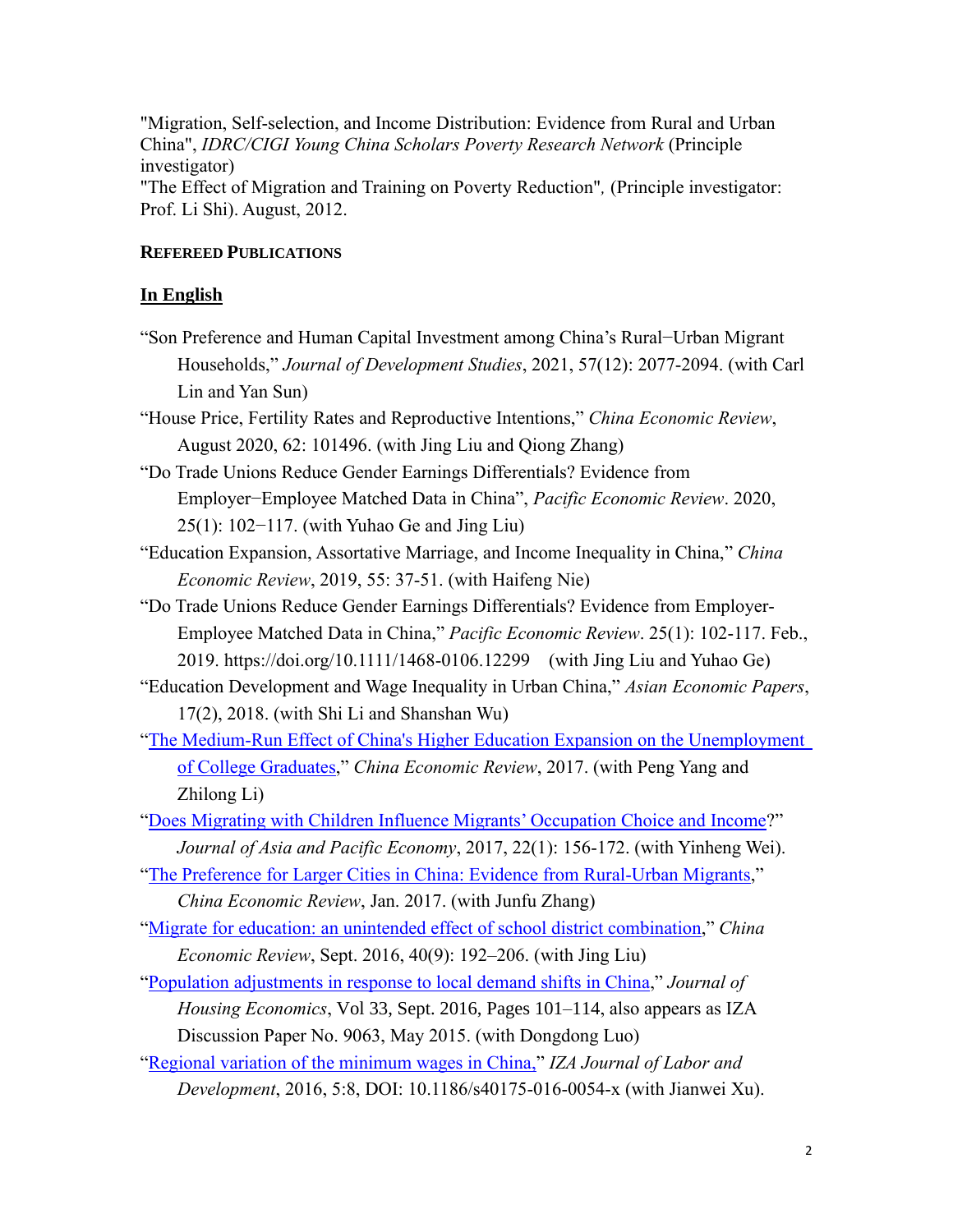"Migration, Self-selection, and Income Distribution: Evidence from Rural and Urban China", *IDRC/CIGI Young China Scholars Poverty Research Network* (Principle investigator)
"The Effect of Migration and Training on Poverty Reduction"*,* (Principle investigator: Prof. Li Shi). August, 2012.

**REFEREED PUBLICATIONS**

## In English

"Son Preference and Human Capital Investment among China's Rural−Urban Migrant Households," *Journal of Development Studies*, 2021, 57(12): 2077-2094. (with Carl Lin and Yan Sun)

"House Price, Fertility Rates and Reproductive Intentions," *China Economic Review*, August 2020, 62: 101496. (with Jing Liu and Qiong Zhang)

"Do Trade Unions Reduce Gender Earnings Differentials? Evidence from Employer−Employee Matched Data in China", *Pacific Economic Review*. 2020, 25(1): 102−117. (with Yuhao Ge and Jing Liu)

"Education Expansion, Assortative Marriage, and Income Inequality in China," *China Economic Review*, 2019, 55: 37-51. (with Haifeng Nie)

"Do Trade Unions Reduce Gender Earnings Differentials? Evidence from Employer-Employee Matched Data in China," *Pacific Economic Review*. 25(1): 102-117. Feb., 2019. https://doi.org/10.1111/1468-0106.12299 (with Jing Liu and Yuhao Ge)

"Education Development and Wage Inequality in Urban China," *Asian Economic Papers*, 17(2), 2018. (with Shi Li and Shanshan Wu)

"The Medium-Run Effect of China's Higher Education Expansion on the Unemployment of College Graduates," *China Economic Review*, 2017. (with Peng Yang and Zhilong Li)

"Does Migrating with Children Influence Migrants' Occupation Choice and Income?" *Journal of Asia and Pacific Economy*, 2017, 22(1): 156-172. (with Yinheng Wei).

"The Preference for Larger Cities in China: Evidence from Rural-Urban Migrants," *China Economic Review*, Jan. 2017. (with Junfu Zhang)

"Migrate for education: an unintended effect of school district combination," *China Economic Review*, Sept. 2016, 40(9): 192–206. (with Jing Liu)

"Population adjustments in response to local demand shifts in China," *Journal of Housing Economics*, Vol 33, Sept. 2016, Pages 101–114, also appears as IZA Discussion Paper No. 9063, May 2015. (with Dongdong Luo)

"Regional variation of the minimum wages in China," *IZA Journal of Labor and Development*, 2016, 5:8, DOI: 10.1186/s40175-016-0054-x (with Jianwei Xu).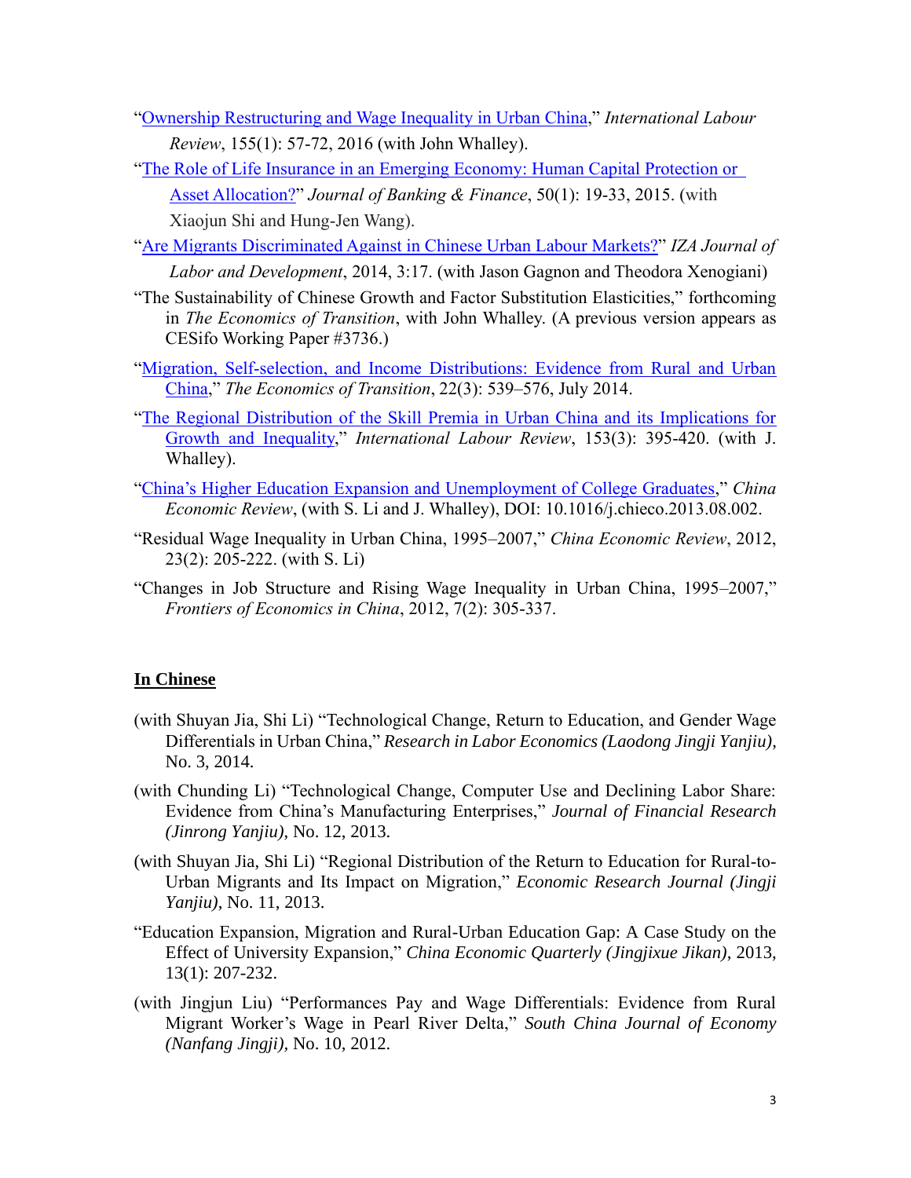"Ownership Restructuring and Wage Inequality in Urban China," *International Labour Review*, 155(1): 57-72, 2016 (with John Whalley).

"The Role of Life Insurance in an Emerging Economy: Human Capital Protection or Asset Allocation?" *Journal of Banking & Finance*, 50(1): 19-33, 2015. (with Xiaojun Shi and Hung-Jen Wang).

"Are Migrants Discriminated Against in Chinese Urban Labour Markets?" *IZA Journal of Labor and Development*, 2014, 3:17. (with Jason Gagnon and Theodora Xenogiani)

"The Sustainability of Chinese Growth and Factor Substitution Elasticities," forthcoming in *The Economics of Transition*, with John Whalley. (A previous version appears as CESifo Working Paper #3736.)

"Migration, Self-selection, and Income Distributions: Evidence from Rural and Urban China," *The Economics of Transition*, 22(3): 539–576, July 2014.

"The Regional Distribution of the Skill Premia in Urban China and its Implications for Growth and Inequality," *International Labour Review*, 153(3): 395-420. (with J. Whalley).

"China's Higher Education Expansion and Unemployment of College Graduates," *China Economic Review*, (with S. Li and J. Whalley), DOI: 10.1016/j.chieco.2013.08.002.

"Residual Wage Inequality in Urban China, 1995–2007," *China Economic Review*, 2012, 23(2): 205-222. (with S. Li)

"Changes in Job Structure and Rising Wage Inequality in Urban China, 1995–2007," *Frontiers of Economics in China*, 2012, 7(2): 305-337.

**In Chinese**

(with Shuyan Jia, Shi Li) "Technological Change, Return to Education, and Gender Wage Differentials in Urban China," *Research in Labor Economics (Laodong Jingji Yanjiu)*, No. 3, 2014.

(with Chunding Li) "Technological Change, Computer Use and Declining Labor Share: Evidence from China's Manufacturing Enterprises," *Journal of Financial Research (Jinrong Yanjiu)*, No. 12, 2013.

(with Shuyan Jia, Shi Li) "Regional Distribution of the Return to Education for Rural-to-Urban Migrants and Its Impact on Migration," *Economic Research Journal (Jingji Yanjiu)*, No. 11, 2013.

"Education Expansion, Migration and Rural-Urban Education Gap: A Case Study on the Effect of University Expansion," *China Economic Quarterly (Jingjixue Jikan)*, 2013, 13(1): 207-232.

(with Jingjun Liu) "Performances Pay and Wage Differentials: Evidence from Rural Migrant Worker's Wage in Pearl River Delta," *South China Journal of Economy (Nanfang Jingji)*, No. 10, 2012.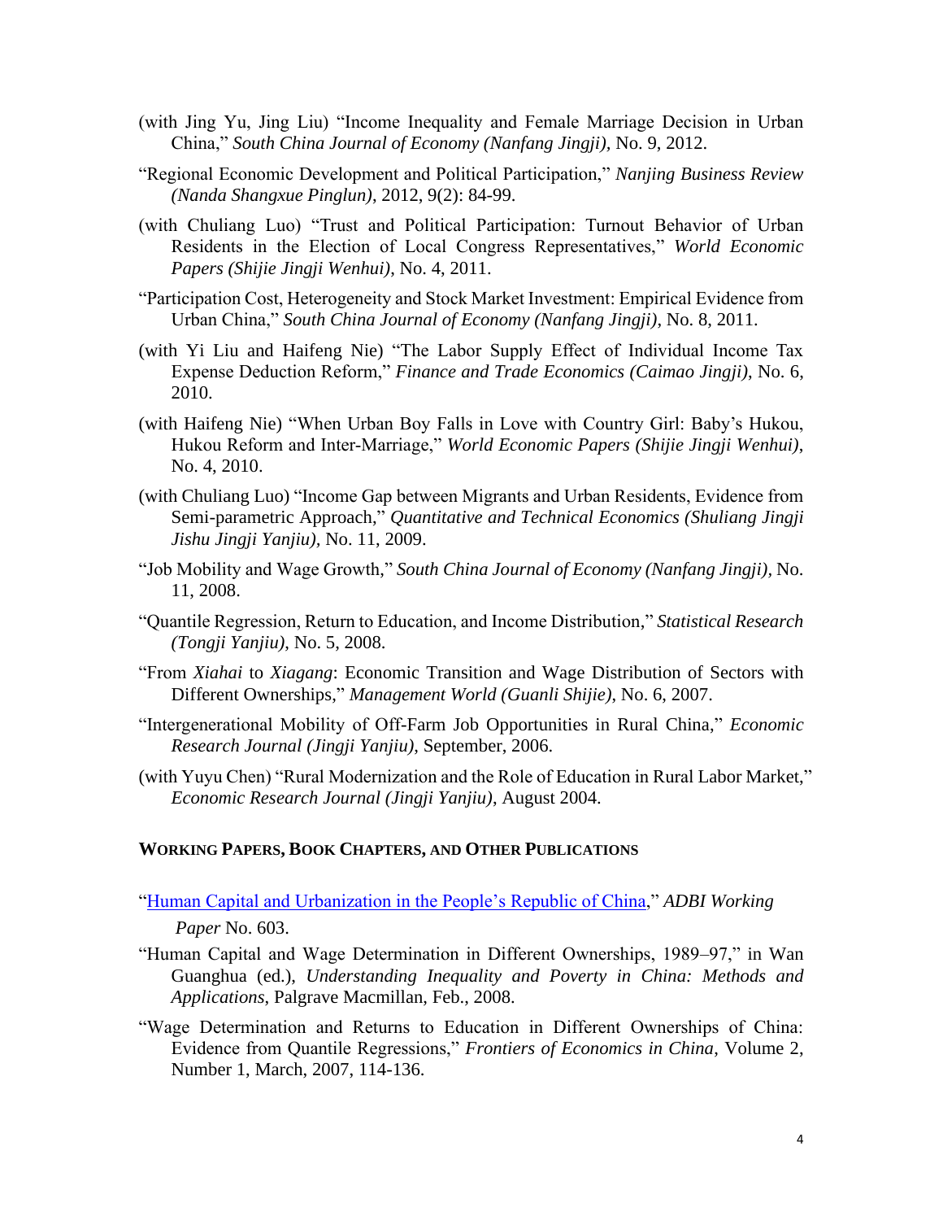(with Jing Yu, Jing Liu) "Income Inequality and Female Marriage Decision in Urban China," *South China Journal of Economy (Nanfang Jingji)*, No. 9, 2012.

"Regional Economic Development and Political Participation," *Nanjing Business Review (Nanda Shangxue Pinglun)*, 2012, 9(2): 84-99.

(with Chuliang Luo) "Trust and Political Participation: Turnout Behavior of Urban Residents in the Election of Local Congress Representatives," *World Economic Papers (Shijie Jingji Wenhui)*, No. 4, 2011.

"Participation Cost, Heterogeneity and Stock Market Investment: Empirical Evidence from Urban China," *South China Journal of Economy (Nanfang Jingji)*, No. 8, 2011.

(with Yi Liu and Haifeng Nie) "The Labor Supply Effect of Individual Income Tax Expense Deduction Reform," *Finance and Trade Economics (Caimao Jingji)*, No. 6, 2010.

(with Haifeng Nie) "When Urban Boy Falls in Love with Country Girl: Baby's Hukou, Hukou Reform and Inter-Marriage," *World Economic Papers (Shijie Jingji Wenhui)*, No. 4, 2010.

(with Chuliang Luo) "Income Gap between Migrants and Urban Residents, Evidence from Semi-parametric Approach," *Quantitative and Technical Economics (Shuliang Jingji Jishu Jingji Yanjiu)*, No. 11, 2009.

"Job Mobility and Wage Growth," *South China Journal of Economy (Nanfang Jingji)*, No. 11, 2008.

"Quantile Regression, Return to Education, and Income Distribution," *Statistical Research (Tongji Yanjiu)*, No. 5, 2008.

"From *Xiahai* to *Xiagang*: Economic Transition and Wage Distribution of Sectors with Different Ownerships," *Management World (Guanli Shijie)*, No. 6, 2007.

"Intergenerational Mobility of Off-Farm Job Opportunities in Rural China," *Economic Research Journal (Jingji Yanjiu)*, September, 2006.

(with Yuyu Chen) "Rural Modernization and the Role of Education in Rural Labor Market," *Economic Research Journal (Jingji Yanjiu)*, August 2004.

## WORKING PAPERS, BOOK CHAPTERS, AND OTHER PUBLICATIONS

"Human Capital and Urbanization in the People's Republic of China," *ADBI Working Paper* No. 603.

"Human Capital and Wage Determination in Different Ownerships, 1989–97," in Wan Guanghua (ed.), *Understanding Inequality and Poverty in China: Methods and Applications*, Palgrave Macmillan, Feb., 2008.

"Wage Determination and Returns to Education in Different Ownerships of China: Evidence from Quantile Regressions," *Frontiers of Economics in China*, Volume 2, Number 1, March, 2007, 114-136.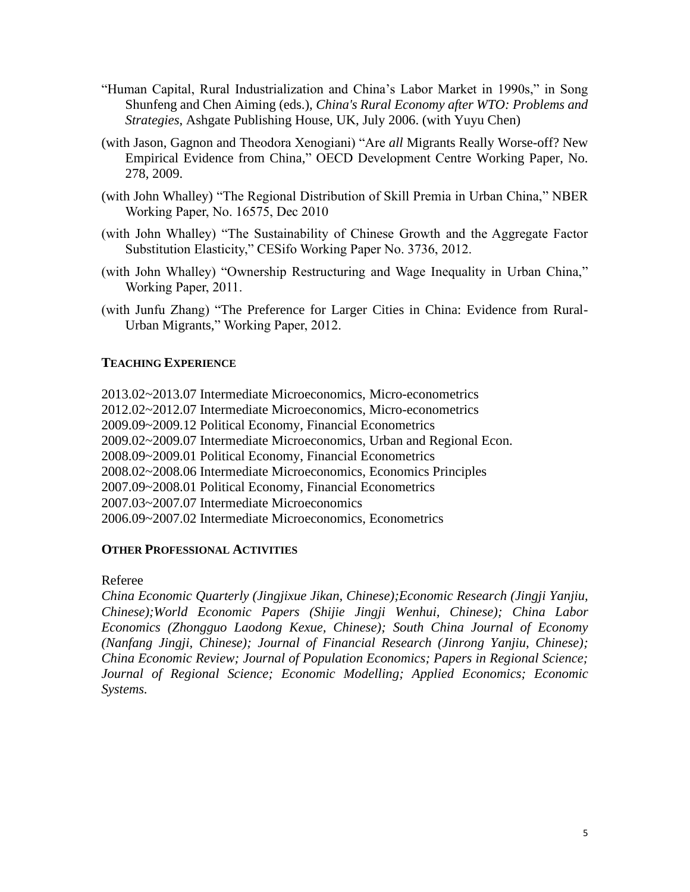"Human Capital, Rural Industrialization and China's Labor Market in 1990s," in Song Shunfeng and Chen Aiming (eds.), *China's Rural Economy after WTO: Problems and Strategies*, Ashgate Publishing House, UK, July 2006. (with Yuyu Chen)

(with Jason, Gagnon and Theodora Xenogiani) "Are *all* Migrants Really Worse-off? New Empirical Evidence from China," OECD Development Centre Working Paper, No. 278, 2009.

(with John Whalley) "The Regional Distribution of Skill Premia in Urban China," NBER Working Paper, No. 16575, Dec 2010

(with John Whalley) "The Sustainability of Chinese Growth and the Aggregate Factor Substitution Elasticity," CESifo Working Paper No. 3736, 2012.

(with John Whalley) "Ownership Restructuring and Wage Inequality in Urban China," Working Paper, 2011.

(with Junfu Zhang) "The Preference for Larger Cities in China: Evidence from Rural-Urban Migrants," Working Paper, 2012.

## TEACHING EXPERIENCE

2013.02~2013.07 Intermediate Microeconomics, Micro-econometrics
2012.02~2012.07 Intermediate Microeconomics, Micro-econometrics
2009.09~2009.12 Political Economy, Financial Econometrics
2009.02~2009.07 Intermediate Microeconomics, Urban and Regional Econ.
2008.09~2009.01 Political Economy, Financial Econometrics
2008.02~2008.06 Intermediate Microeconomics, Economics Principles
2007.09~2008.01 Political Economy, Financial Econometrics
2007.03~2007.07 Intermediate Microeconomics
2006.09~2007.02 Intermediate Microeconomics, Econometrics

## OTHER PROFESSIONAL ACTIVITIES

Referee

*China Economic Quarterly (Jingjixue Jikan, Chinese);Economic Research (Jingji Yanjiu, Chinese);World Economic Papers (Shijie Jingji Wenhui, Chinese); China Labor Economics (Zhongguo Laodong Kexue, Chinese); South China Journal of Economy (Nanfang Jingji, Chinese); Journal of Financial Research (Jinrong Yanjiu, Chinese); China Economic Review; Journal of Population Economics; Papers in Regional Science; Journal of Regional Science; Economic Modelling; Applied Economics; Economic Systems.*